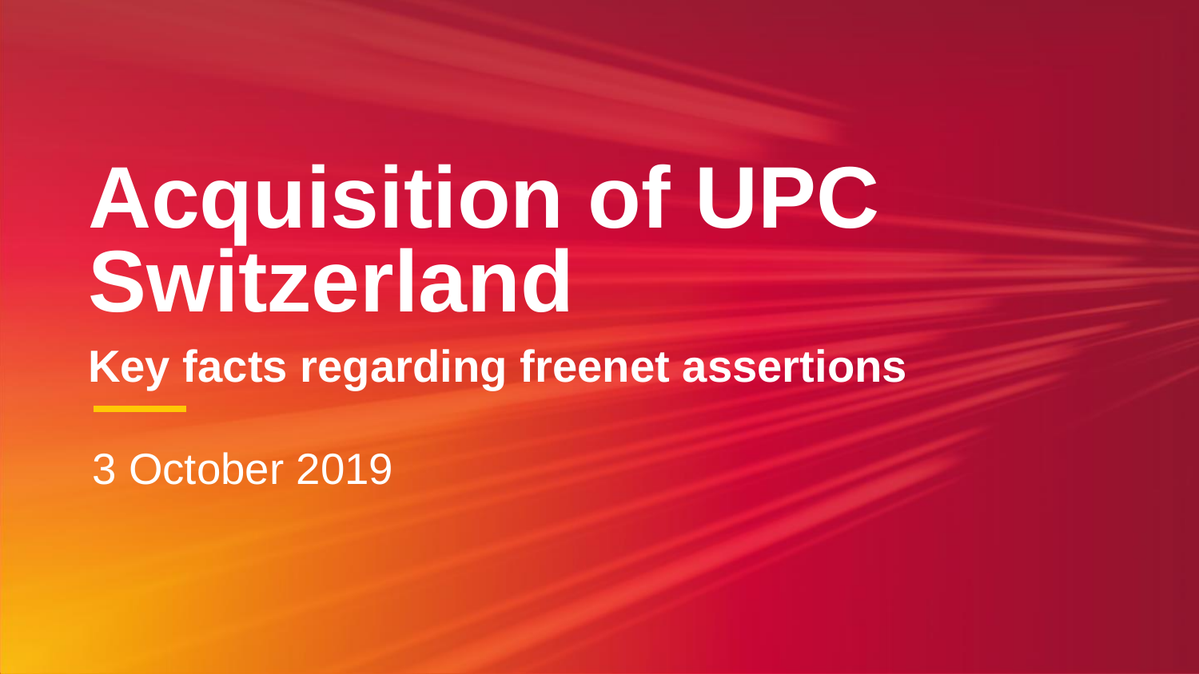# Acquisition of UPC Switzerland

## Key facts regarding freenet assertions

3 October 2019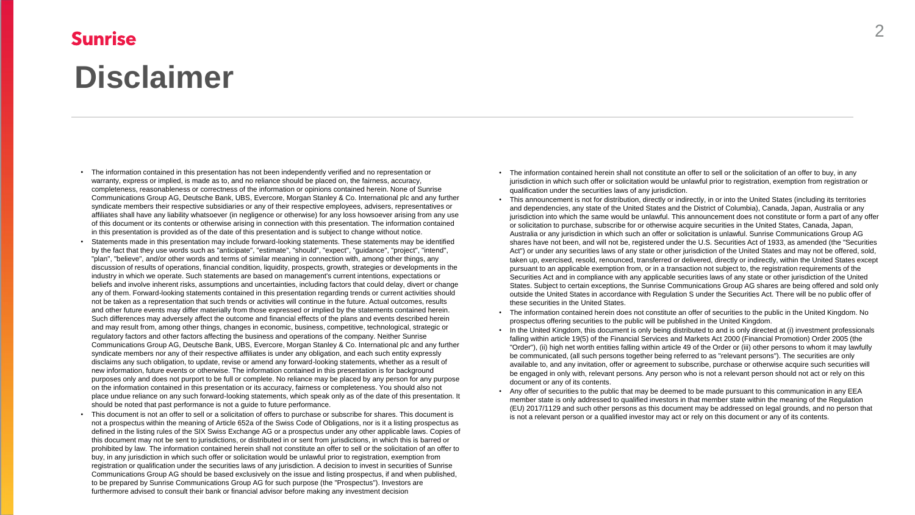Sunrise

# Disclaimer

- The information contained in this presentation has not been independently verified and no representation or warranty, express or implied, is made as to, and no reliance should be placed on, the fairness, accuracy, completeness, reasonableness or correctness of the information or opinions contained herein. None of Sunrise Communications Group AG, Deutsche Bank, UBS, Evercore, Morgan Stanley & Co. International plc and any further syndicate members their respective subsidiaries or any of their respective employees, advisers, representatives or affiliates shall have any liability whatsoever (in negligence or otherwise) for any loss howsoever arising from any use of this document or its contents or otherwise arising in connection with this presentation. The information contained in this presentation is provided as of the date of this presentation and is subject to change without notice.
- Statements made in this presentation may include forward-looking statements. These statements may be identified by the fact that they use words such as "anticipate", "estimate", "should", "expect", "guidance", "project", "intend", "plan", "believe", and/or other words and terms of similar meaning in connection with, among other things, any discussion of results of operations, financial condition, liquidity, prospects, growth, strategies or developments in the industry in which we operate. Such statements are based on management's current intentions, expectations or beliefs and involve inherent risks, assumptions and uncertainties, including factors that could delay, divert or change any of them. Forward-looking statements contained in this presentation regarding trends or current activities should not be taken as a representation that such trends or activities will continue in the future. Actual outcomes, results and other future events may differ materially from those expressed or implied by the statements contained herein. Such differences may adversely affect the outcome and financial effects of the plans and events described herein and may result from, among other things, changes in economic, business, competitive, technological, strategic or regulatory factors and other factors affecting the business and operations of the company. Neither Sunrise Communications Group AG, Deutsche Bank, UBS, Evercore, Morgan Stanley & Co. International plc and any further syndicate members nor any of their respective affiliates is under any obligation, and each such entity expressly disclaims any such obligation, to update, revise or amend any forward-looking statements, whether as a result of new information, future events or otherwise. The information contained in this presentation is for background purposes only and does not purport to be full or complete. No reliance may be placed by any person for any purpose on the information contained in this presentation or its accuracy, fairness or completeness. You should also not place undue reliance on any such forward-looking statements, which speak only as of the date of this presentation. It should be noted that past performance is not a guide to future performance.
- This document is not an offer to sell or a solicitation of offers to purchase or subscribe for shares. This document is not a prospectus within the meaning of Article 652a of the Swiss Code of Obligations, nor is it a listing prospectus as defined in the listing rules of the SIX Swiss Exchange AG or a prospectus under any other applicable laws. Copies of this document may not be sent to jurisdictions, or distributed in or sent from jurisdictions, in which this is barred or prohibited by law. The information contained herein shall not constitute an offer to sell or the solicitation of an offer to buy, in any jurisdiction in which such offer or solicitation would be unlawful prior to registration, exemption from registration or qualification under the securities laws of any jurisdiction. A decision to invest in securities of Sunrise Communications Group AG should be based exclusively on the issue and listing prospectus, if and when published, to be prepared by Sunrise Communications Group AG for such purpose (the "Prospectus"). Investors are furthermore advised to consult their bank or financial advisor before making any investment decision
- The information contained herein shall not constitute an offer to sell or the solicitation of an offer to buy, in any jurisdiction in which such offer or solicitation would be unlawful prior to registration, exemption from registration or qualification under the securities laws of any jurisdiction.
- This announcement is not for distribution, directly or indirectly, in or into the United States (including its territories and dependencies, any state of the United States and the District of Columbia), Canada, Japan, Australia or any jurisdiction into which the same would be unlawful. This announcement does not constitute or form a part of any offer or solicitation to purchase, subscribe for or otherwise acquire securities in the United States, Canada, Japan, Australia or any jurisdiction in which such an offer or solicitation is unlawful. Sunrise Communications Group AG shares have not been, and will not be, registered under the U.S. Securities Act of 1933, as amended (the "Securities Act") or under any securities laws of any state or other jurisdiction of the United States and may not be offered, sold, taken up, exercised, resold, renounced, transferred or delivered, directly or indirectly, within the United States except pursuant to an applicable exemption from, or in a transaction not subject to, the registration requirements of the Securities Act and in compliance with any applicable securities laws of any state or other jurisdiction of the United States. Subject to certain exceptions, the Sunrise Communications Group AG shares are being offered and sold only outside the United States in accordance with Regulation S under the Securities Act. There will be no public offer of these securities in the United States.
- The information contained herein does not constitute an offer of securities to the public in the United Kingdom. No prospectus offering securities to the public will be published in the United Kingdom.
- In the United Kingdom, this document is only being distributed to and is only directed at (i) investment professionals falling within article 19(5) of the Financial Services and Markets Act 2000 (Financial Promotion) Order 2005 (the "Order"), (ii) high net worth entities falling within article 49 of the Order or (iii) other persons to whom it may lawfully be communicated, (all such persons together being referred to as "relevant persons"). The securities are only available to, and any invitation, offer or agreement to subscribe, purchase or otherwise acquire such securities will be engaged in only with, relevant persons. Any person who is not a relevant person should not act or rely on this document or any of its contents.
- Any offer of securities to the public that may be deemed to be made pursuant to this communication in any EEA member state is only addressed to qualified investors in that member state within the meaning of the Regulation (EU) 2017/1129 and such other persons as this document may be addressed on legal grounds, and no person that is not a relevant person or a qualified investor may act or rely on this document or any of its contents.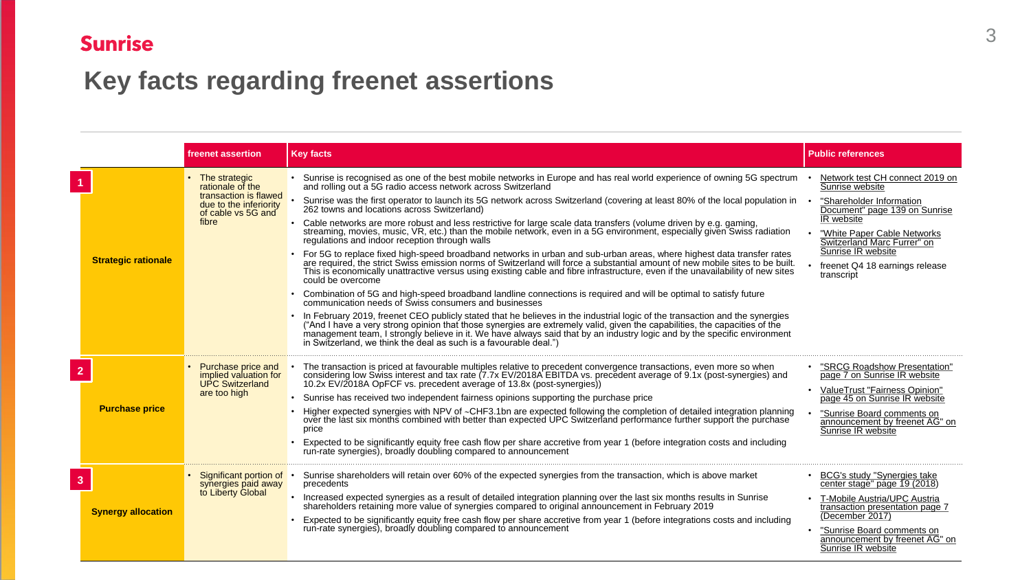Sunrise

# Key facts regarding freenet assertions

| | freenet assertion | Key facts | Public references |
|---|---|---|---|
| **1** **Strategic rationale** | • The strategic rationale of the transaction is flawed due to the inferiority of cable vs 5G and fibre | • Sunrise is recognised as one of the best mobile networks in Europe and has real world experience of owning 5G spectrum and rolling out a 5G radio access network across Switzerland<br>• Sunrise was the first operator to launch its 5G network across Switzerland (covering at least 80% of the local population in 262 towns and locations across Switzerland)<br>• Cable networks are more robust and less restrictive for large scale data transfers (volume driven by e.g. gaming, streaming, movies, music, VR, etc.) than the mobile network, even in a 5G environment, especially given Swiss radiation regulations and indoor reception through walls<br>• For 5G to replace fixed high-speed broadband networks in urban and sub-urban areas, where highest data transfer rates are required, the strict Swiss emission norms of Switzerland will force a substantial amount of new mobile sites to be built. This is economically unattractive versus using existing cable and fibre infrastructure, even if the unavailability of new sites could be overcome<br>• Combination of 5G and high-speed broadband landline connections is required and will be optimal to satisfy future communication needs of Swiss consumers and businesses<br>• In February 2019, freenet CEO publicly stated that he believes in the industrial logic of the transaction and the synergies ("And I have a very strong opinion that those synergies are extremely valid, given the capabilities, the capacities of the management team, I strongly believe in it. We have always said that by an industry logic and by the specific environment in Switzerland, we think the deal as such is a favourable deal.") | • Network test CH connect 2019 on Sunrise website<br>• "Shareholder Information Document" page 139 on Sunrise IR website<br>• "White Paper Cable Networks Switzerland Marc Furrer" on Sunrise IR website<br>• freenet Q4 18 earnings release transcript |
| **2** **Purchase price** | • Purchase price and implied valuation for UPC Switzerland are too high | • The transaction is priced at favourable multiples relative to precedent convergence transactions, even more so when considering low Swiss interest and tax rate (7.7x EV/2018A EBITDA vs. precedent average of 9.1x (post-synergies) and 10.2x EV/2018A OpFCF vs. precedent average of 13.8x (post-synergies))<br>• Sunrise has received two independent fairness opinions supporting the purchase price<br>• Higher expected synergies with NPV of ~CHF3.1bn are expected following the completion of detailed integration planning over the last six months combined with better than expected UPC Switzerland performance further support the purchase price<br>• Expected to be significantly equity free cash flow per share accretive from year 1 (before integration costs and including run-rate synergies), broadly doubling compared to announcement | • "SRCG Roadshow Presentation" page 7 on Sunrise IR website<br>• ValueTrust "Fairness Opinion" page 45 on Sunrise IR website<br>• "Sunrise Board comments on announcement by freenet AG" on Sunrise IR website |
| **3** **Synergy allocation** | • Significant portion of synergies paid away to Liberty Global | • Sunrise shareholders will retain over 60% of the expected synergies from the transaction, which is above market precedents<br>• Increased expected synergies as a result of detailed integration planning over the last six months results in Sunrise shareholders retaining more value of synergies compared to original announcement in February 2019<br>• Expected to be significantly equity free cash flow per share accretive from year 1 (before integrations costs and including run-rate synergies), broadly doubling compared to announcement | • BCG's study "Synergies take center stage" page 19 (2018)<br>• T-Mobile Austria/UPC Austria transaction presentation page 7 (December 2017)<br>• "Sunrise Board comments on announcement by freenet AG" on Sunrise IR website |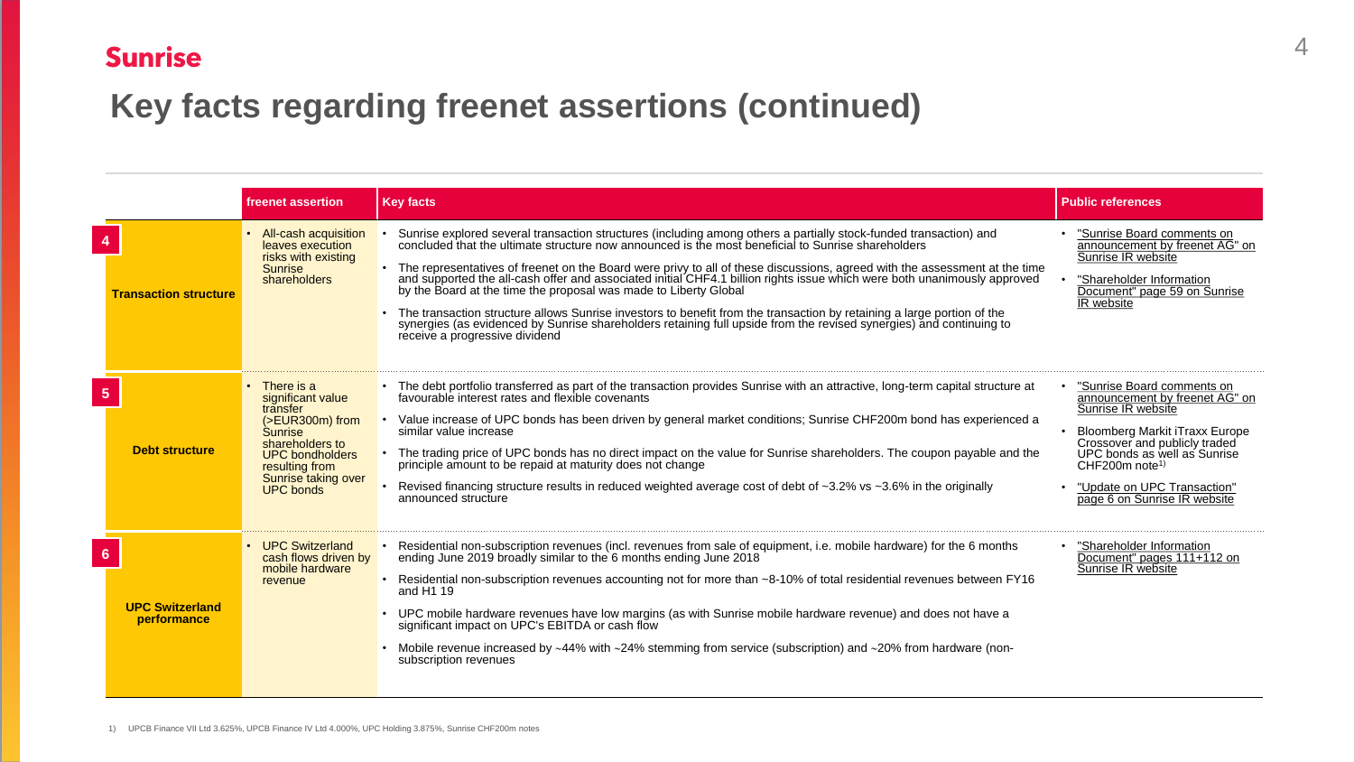Sunrise

# Key facts regarding freenet assertions (continued)

| | freenet assertion | Key facts | Public references |
|---|---|---|---|
| 4 **Transaction structure** | • All-cash acquisition leaves execution risks with existing Sunrise shareholders | • Sunrise explored several transaction structures (including among others a partially stock-funded transaction) and concluded that the ultimate structure now announced is the most beneficial to Sunrise shareholders<br>• The representatives of freenet on the Board were privy to all of these discussions, agreed with the assessment at the time and supported the all-cash offer and associated initial CHF4.1 billion rights issue which were both unanimously approved by the Board at the time the proposal was made to Liberty Global<br>• The transaction structure allows Sunrise investors to benefit from the transaction by retaining a large portion of the synergies (as evidenced by Sunrise shareholders retaining full upside from the revised synergies) and continuing to receive a progressive dividend | • "Sunrise Board comments on announcement by freenet AG" on Sunrise IR website<br>• "Shareholder Information Document" page 59 on Sunrise IR website |
| 5 **Debt structure** | • There is a significant value transfer (>EUR300m) from Sunrise shareholders to UPC bondholders resulting from Sunrise taking over UPC bonds | • The debt portfolio transferred as part of the transaction provides Sunrise with an attractive, long-term capital structure at favourable interest rates and flexible covenants<br>• Value increase of UPC bonds has been driven by general market conditions; Sunrise CHF200m bond has experienced a similar value increase<br>• The trading price of UPC bonds has no direct impact on the value for Sunrise shareholders. The coupon payable and the principle amount to be repaid at maturity does not change<br>• Revised financing structure results in reduced weighted average cost of debt of ~3.2% vs ~3.6% in the originally announced structure | • "Sunrise Board comments on announcement by freenet AG" on Sunrise IR website<br>• Bloomberg Markit iTraxx Europe Crossover and publicly traded UPC bonds as well as Sunrise CHF200m note[1)]<br>• "Update on UPC Transaction" page 6 on Sunrise IR website |
| 6 **UPC Switzerland performance** | • UPC Switzerland cash flows driven by mobile hardware revenue | • Residential non-subscription revenues (incl. revenues from sale of equipment, i.e. mobile hardware) for the 6 months ending June 2019 broadly similar to the 6 months ending June 2018<br>• Residential non-subscription revenues accounting not for more than ~8-10% of total residential revenues between FY16 and H1 19<br>• UPC mobile hardware revenues have low margins (as with Sunrise mobile hardware revenue) and does not have a significant impact on UPC's EBITDA or cash flow<br>• Mobile revenue increased by ~44% with ~24% stemming from service (subscription) and ~20% from hardware (non-subscription revenues | • "Shareholder Information Document" pages 111+112 on Sunrise IR website |

1) UPCB Finance VII Ltd 3.625%, UPCB Finance IV Ltd 4.000%, UPC Holding 3.875%, Sunrise CHF200m notes